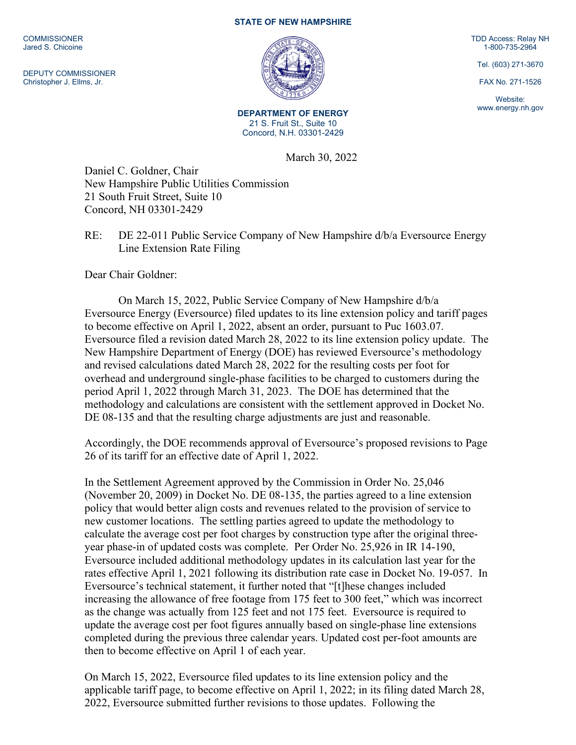**STATE OF NEW HAMPSHIRE**

COMMISSIONER
Jared S. Chicoine

DEPUTY COMMISSIONER
Christopher J. Ellms, Jr.

**DEPARTMENT OF ENERGY**
21 S. Fruit St., Suite 10
Concord, N.H. 03301-2429

TDD Access: Relay NH
1-800-735-2964

Tel. (603) 271-3670

FAX No. 271-1526

Website:
www.energy.nh.gov

March 30, 2022

Daniel C. Goldner, Chair
New Hampshire Public Utilities Commission
21 South Fruit Street, Suite 10
Concord, NH 03301-2429

RE: DE 22-011 Public Service Company of New Hampshire d/b/a Eversource Energy Line Extension Rate Filing

Dear Chair Goldner:

On March 15, 2022, Public Service Company of New Hampshire d/b/a Eversource Energy (Eversource) filed updates to its line extension policy and tariff pages to become effective on April 1, 2022, absent an order, pursuant to Puc 1603.07. Eversource filed a revision dated March 28, 2022 to its line extension policy update. The New Hampshire Department of Energy (DOE) has reviewed Eversource's methodology and revised calculations dated March 28, 2022 for the resulting costs per foot for overhead and underground single-phase facilities to be charged to customers during the period April 1, 2022 through March 31, 2023. The DOE has determined that the methodology and calculations are consistent with the settlement approved in Docket No. DE 08-135 and that the resulting charge adjustments are just and reasonable.

Accordingly, the DOE recommends approval of Eversource's proposed revisions to Page 26 of its tariff for an effective date of April 1, 2022.

In the Settlement Agreement approved by the Commission in Order No. 25,046 (November 20, 2009) in Docket No. DE 08-135, the parties agreed to a line extension policy that would better align costs and revenues related to the provision of service to new customer locations. The settling parties agreed to update the methodology to calculate the average cost per foot charges by construction type after the original three-year phase-in of updated costs was complete. Per Order No. 25,926 in IR 14-190, Eversource included additional methodology updates in its calculation last year for the rates effective April 1, 2021 following its distribution rate case in Docket No. 19-057. In Eversource's technical statement, it further noted that "[t]hese changes included increasing the allowance of free footage from 175 feet to 300 feet," which was incorrect as the change was actually from 125 feet and not 175 feet. Eversource is required to update the average cost per foot figures annually based on single-phase line extensions completed during the previous three calendar years. Updated cost per-foot amounts are then to become effective on April 1 of each year.

On March 15, 2022, Eversource filed updates to its line extension policy and the applicable tariff page, to become effective on April 1, 2022; in its filing dated March 28, 2022, Eversource submitted further revisions to those updates. Following the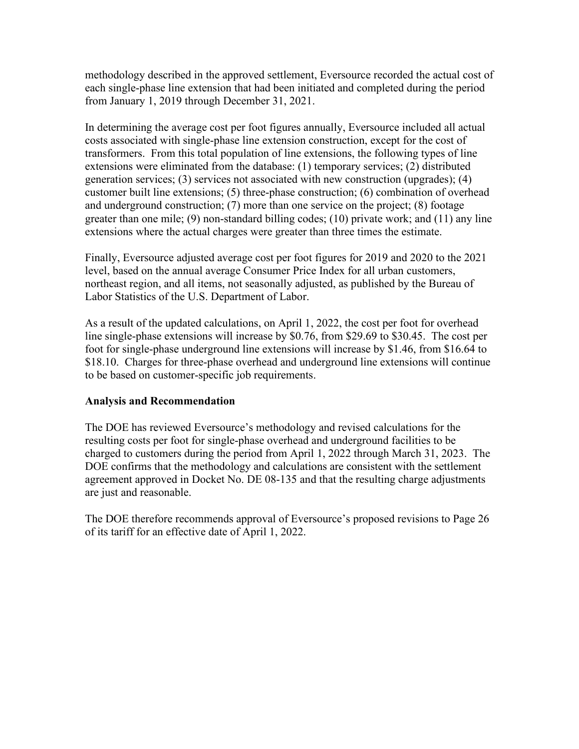methodology described in the approved settlement, Eversource recorded the actual cost of each single-phase line extension that had been initiated and completed during the period from January 1, 2019 through December 31, 2021.

In determining the average cost per foot figures annually, Eversource included all actual costs associated with single-phase line extension construction, except for the cost of transformers. From this total population of line extensions, the following types of line extensions were eliminated from the database: (1) temporary services; (2) distributed generation services; (3) services not associated with new construction (upgrades); (4) customer built line extensions; (5) three-phase construction; (6) combination of overhead and underground construction; (7) more than one service on the project; (8) footage greater than one mile; (9) non-standard billing codes; (10) private work; and (11) any line extensions where the actual charges were greater than three times the estimate.

Finally, Eversource adjusted average cost per foot figures for 2019 and 2020 to the 2021 level, based on the annual average Consumer Price Index for all urban customers, northeast region, and all items, not seasonally adjusted, as published by the Bureau of Labor Statistics of the U.S. Department of Labor.

As a result of the updated calculations, on April 1, 2022, the cost per foot for overhead line single-phase extensions will increase by $0.76, from $29.69 to $30.45. The cost per foot for single-phase underground line extensions will increase by $1.46, from $16.64 to $18.10. Charges for three-phase overhead and underground line extensions will continue to be based on customer-specific job requirements.

**Analysis and Recommendation**

The DOE has reviewed Eversource's methodology and revised calculations for the resulting costs per foot for single-phase overhead and underground facilities to be charged to customers during the period from April 1, 2022 through March 31, 2023. The DOE confirms that the methodology and calculations are consistent with the settlement agreement approved in Docket No. DE 08-135 and that the resulting charge adjustments are just and reasonable.

The DOE therefore recommends approval of Eversource's proposed revisions to Page 26 of its tariff for an effective date of April 1, 2022.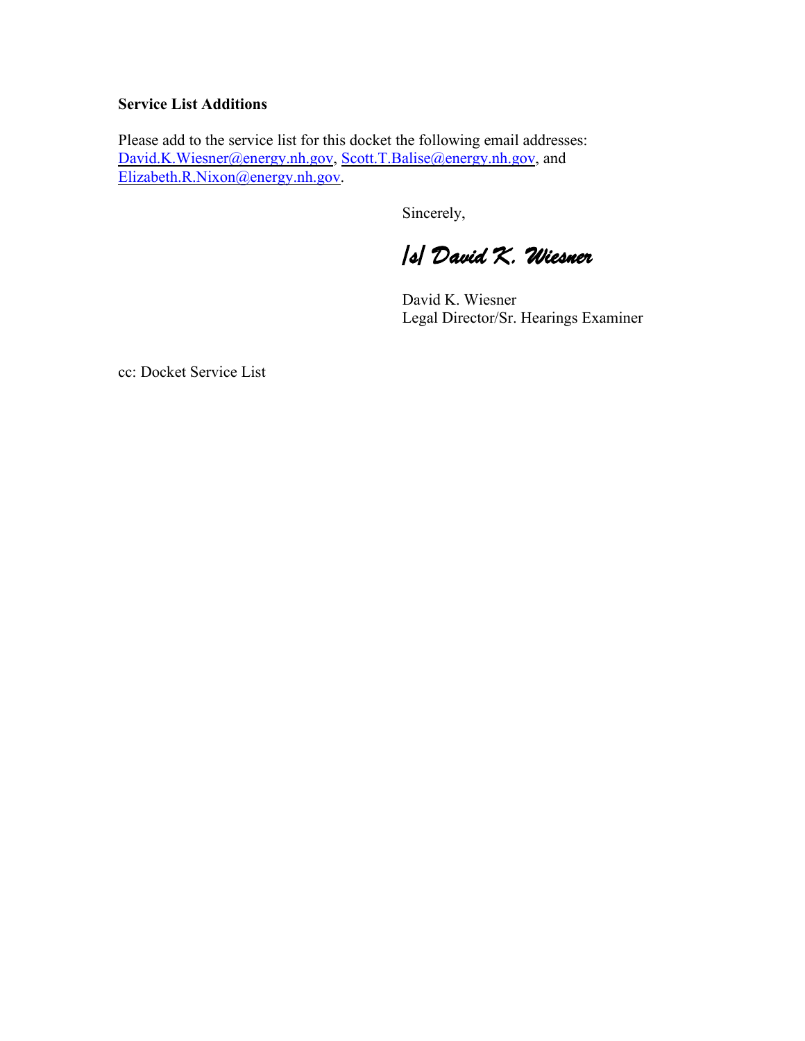**Service List Additions**

Please add to the service list for this docket the following email addresses: David.K.Wiesner@energy.nh.gov, Scott.T.Balise@energy.nh.gov, and Elizabeth.R.Nixon@energy.nh.gov.

Sincerely,

*/s/ David K. Wiesner*

David K. Wiesner
Legal Director/Sr. Hearings Examiner

cc: Docket Service List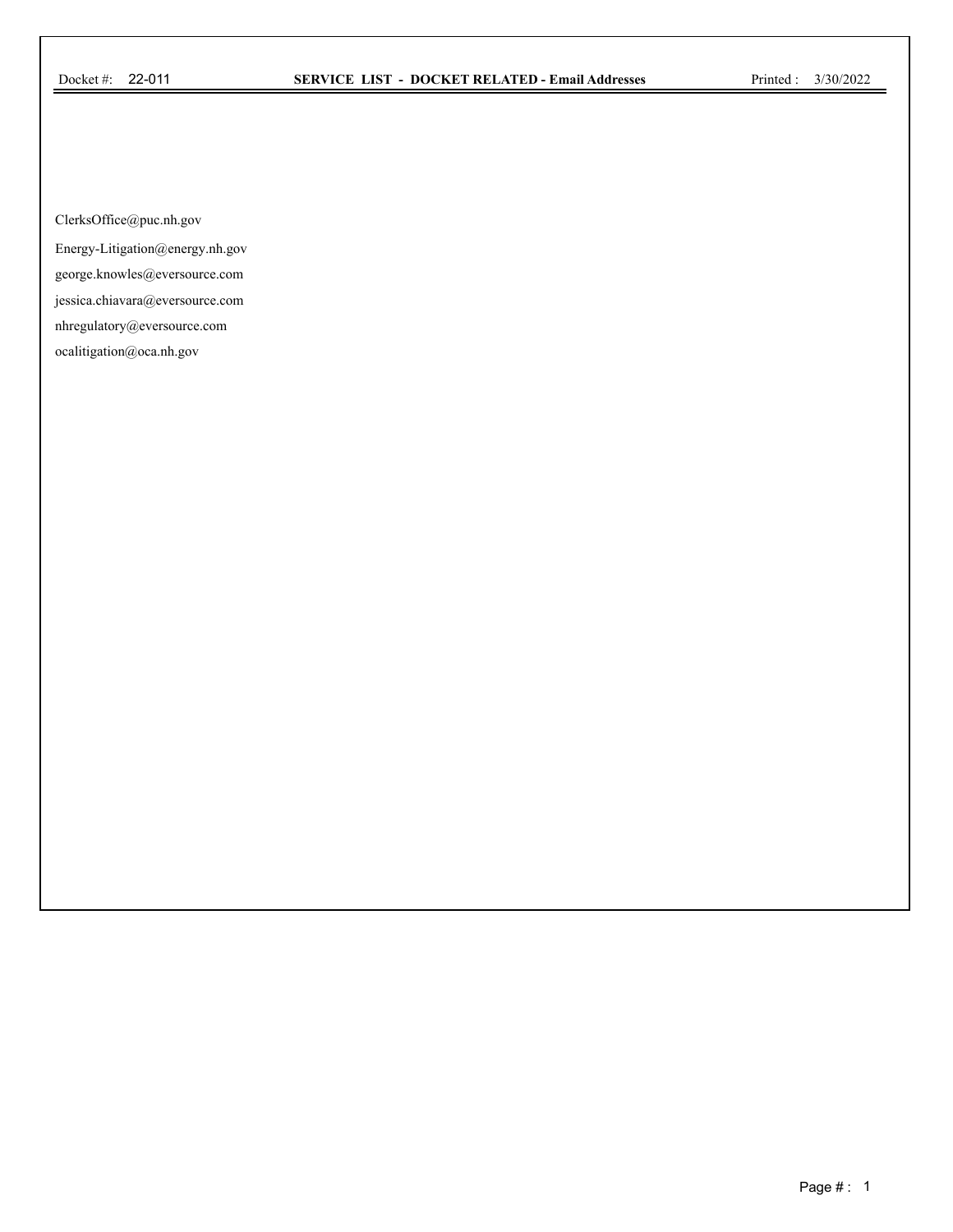Docket #: 22-011 **SERVICE LIST - DOCKET RELATED - Email Addresses** Printed : 3/30/2022

ClerksOffice@puc.nh.gov

Energy-Litigation@energy.nh.gov

george.knowles@eversource.com

jessica.chiavara@eversource.com

nhregulatory@eversource.com

ocalitigation@oca.nh.gov